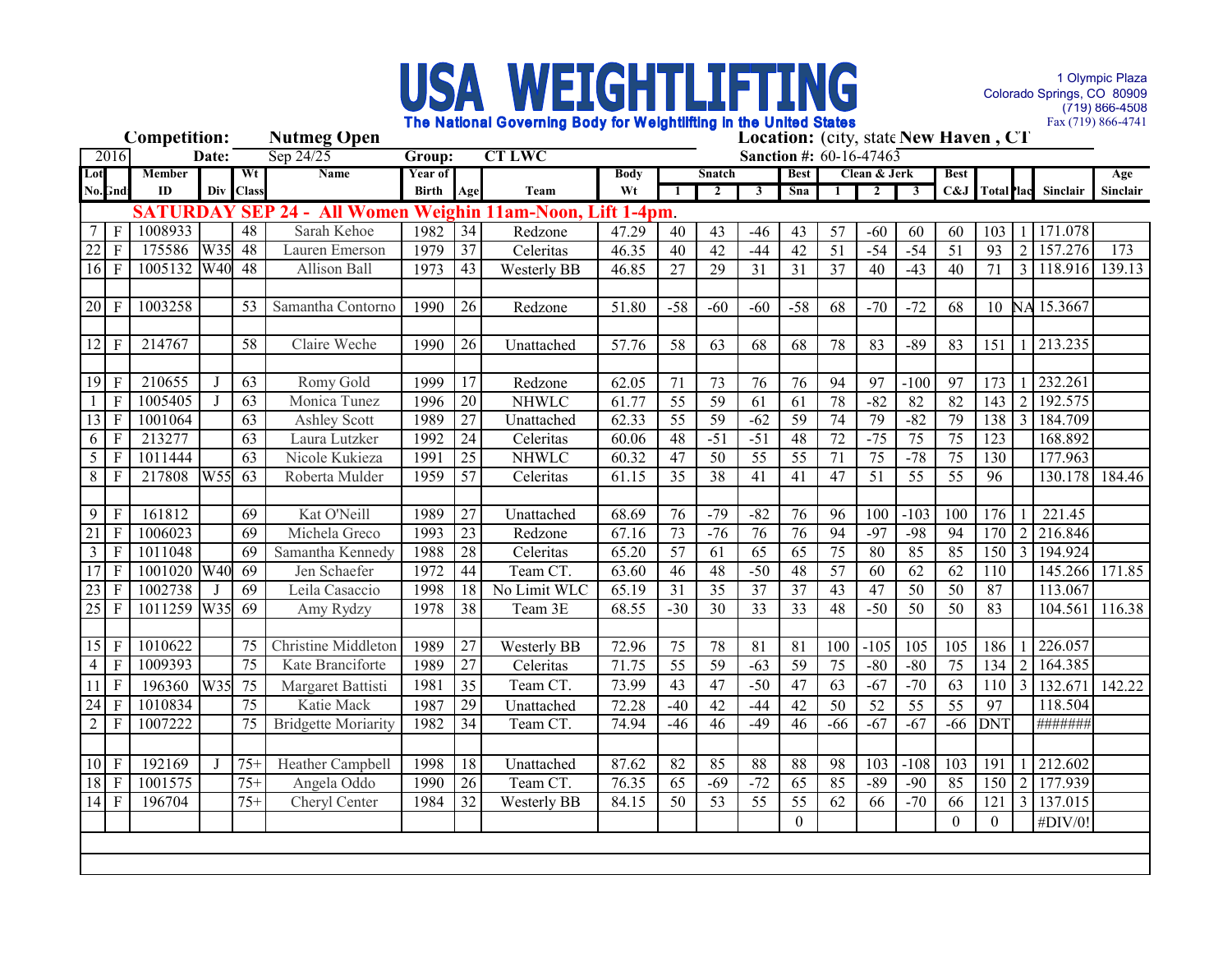# USA WEIGHTLIFTING

**The National Governing Body for Weightlifting in the United States**

1 Olympic Plaza
Colorado Springs, CO 80909
(719) 866-4508
Fax (719) 866-4741

**Competition:** Nutmeg Open **Location:** (city, state New Haven , CT

2016 **Date:** Sep 24/25 **Group:** CT LWC **Sanction #:** 60-16-47463

| Lot No. | Gnd | Member ID | Div | Wt Class | Name | Year of Birth | Age | Team | Body Wt | Snatch 1 | Snatch 2 | Snatch 3 | Best Sna | Clean & Jerk 1 | Clean & Jerk 2 | Clean & Jerk 3 | Best C&J | Total | Plac | Sinclair | Age Sinclair |
|---|---|---|---|---|---|---|---|---|---|---|---|---|---|---|---|---|---|---|---|---|---|
| **SATURDAY SEP 24 - All Women Weighin 11am-Noon, Lift 1-4pm.** | | | | | | | | | | | | | | | | | | | | | |
| 7 | F | 1008933 | | 48 | Sarah Kehoe | 1982 | 34 | Redzone | 47.29 | 40 | 43 | -46 | 43 | 57 | -60 | 60 | 60 | 103 | 1 | 171.078 | |
| 22 | F | 175586 | W35 | 48 | Lauren Emerson | 1979 | 37 | Celeritas | 46.35 | 40 | 42 | -44 | 42 | 51 | -54 | -54 | 51 | 93 | 2 | 157.276 | 173 |
| 16 | F | 1005132 | W40 | 48 | Allison Ball | 1973 | 43 | Westerly BB | 46.85 | 27 | 29 | 31 | 31 | 37 | 40 | -43 | 40 | 71 | 3 | 118.916 | 139.13 |
| | | | | | | | | | | | | | | | | | | | | | |
| 20 | F | 1003258 | | 53 | Samantha Contorno | 1990 | 26 | Redzone | 51.80 | -58 | -60 | -60 | -58 | 68 | -70 | -72 | 68 | 10 | NA | 15.3667 | |
| | | | | | | | | | | | | | | | | | | | | | |
| 12 | F | 214767 | | 58 | Claire Weche | 1990 | 26 | Unattached | 57.76 | 58 | 63 | 68 | 68 | 78 | 83 | -89 | 83 | 151 | 1 | 213.235 | |
| | | | | | | | | | | | | | | | | | | | | | |
| 19 | F | 210655 | J | 63 | Romy Gold | 1999 | 17 | Redzone | 62.05 | 71 | 73 | 76 | 76 | 94 | 97 | -100 | 97 | 173 | 1 | 232.261 | |
| 1 | F | 1005405 | J | 63 | Monica Tunez | 1996 | 20 | NHWLC | 61.77 | 55 | 59 | 61 | 61 | 78 | -82 | 82 | 82 | 143 | 2 | 192.575 | |
| 13 | F | 1001064 | | 63 | Ashley Scott | 1989 | 27 | Unattached | 62.33 | 55 | 59 | -62 | 59 | 74 | 79 | -82 | 79 | 138 | 3 | 184.709 | |
| 6 | F | 213277 | | 63 | Laura Lutzker | 1992 | 24 | Celeritas | 60.06 | 48 | -51 | -51 | 48 | 72 | -75 | 75 | 75 | 123 | | 168.892 | |
| 5 | F | 1011444 | | 63 | Nicole Kukieza | 1991 | 25 | NHWLC | 60.32 | 47 | 50 | 55 | 55 | 71 | 75 | -78 | 75 | 130 | | 177.963 | |
| 8 | F | 217808 | W55 | 63 | Roberta Mulder | 1959 | 57 | Celeritas | 61.15 | 35 | 38 | 41 | 41 | 47 | 51 | 55 | 55 | 96 | | 130.178 | 184.46 |
| | | | | | | | | | | | | | | | | | | | | | |
| 9 | F | 161812 | | 69 | Kat O'Neill | 1989 | 27 | Unattached | 68.69 | 76 | -79 | -82 | 76 | 96 | 100 | -103 | 100 | 176 | 1 | 221.45 | |
| 21 | F | 1006023 | | 69 | Michela Greco | 1993 | 23 | Redzone | 67.16 | 73 | -76 | 76 | 76 | 94 | -97 | -98 | 94 | 170 | 2 | 216.846 | |
| 3 | F | 1011048 | | 69 | Samantha Kennedy | 1988 | 28 | Celeritas | 65.20 | 57 | 61 | 65 | 65 | 75 | 80 | 85 | 85 | 150 | 3 | 194.924 | |
| 17 | F | 1001020 | W40 | 69 | Jen Schaefer | 1972 | 44 | Team CT. | 63.60 | 46 | 48 | -50 | 48 | 57 | 60 | 62 | 62 | 110 | | 145.266 | 171.85 |
| 23 | F | 1002738 | J | 69 | Leila Casaccio | 1998 | 18 | No Limit WLC | 65.19 | 31 | 35 | 37 | 37 | 43 | 47 | 50 | 50 | 87 | | 113.067 | |
| 25 | F | 1011259 | W35 | 69 | Amy Rydzy | 1978 | 38 | Team 3E | 68.55 | -30 | 30 | 33 | 33 | 48 | -50 | 50 | 50 | 83 | | 104.561 | 116.38 |
| | | | | | | | | | | | | | | | | | | | | | |
| 15 | F | 1010622 | | 75 | Christine Middleton | 1989 | 27 | Westerly BB | 72.96 | 75 | 78 | 81 | 81 | 100 | -105 | 105 | 105 | 186 | 1 | 226.057 | |
| 4 | F | 1009393 | | 75 | Kate Branciforte | 1989 | 27 | Celeritas | 71.75 | 55 | 59 | -63 | 59 | 75 | -80 | -80 | 75 | 134 | 2 | 164.385 | |
| 11 | F | 196360 | W35 | 75 | Margaret Battisti | 1981 | 35 | Team CT. | 73.99 | 43 | 47 | -50 | 47 | 63 | -67 | -70 | 63 | 110 | 3 | 132.671 | 142.22 |
| 24 | F | 1010834 | | 75 | Katie Mack | 1987 | 29 | Unattached | 72.28 | -40 | 42 | -44 | 42 | 50 | 52 | 55 | 55 | 97 | | 118.504 | |
| 2 | F | 1007222 | | 75 | Bridgette Moriarity | 1982 | 34 | Team CT. | 74.94 | -46 | 46 | -49 | 46 | -66 | -67 | -67 | -66 | DNT | | ####### | |
| | | | | | | | | | | | | | | | | | | | | | |
| 10 | F | 192169 | J | 75+ | Heather Campbell | 1998 | 18 | Unattached | 87.62 | 82 | 85 | 88 | 88 | 98 | 103 | -108 | 103 | 191 | 1 | 212.602 | |
| 18 | F | 1001575 | | 75+ | Angela Oddo | 1990 | 26 | Team CT. | 76.35 | 65 | -69 | -72 | 65 | 85 | -89 | -90 | 85 | 150 | 2 | 177.939 | |
| 14 | F | 196704 | | 75+ | Cheryl Center | 1984 | 32 | Westerly BB | 84.15 | 50 | 53 | 55 | 55 | 62 | 66 | -70 | 66 | 121 | 3 | 137.015 | |
| | | | | | | | | | | | | | 0 | | | | 0 | 0 | | #DIV/0! | |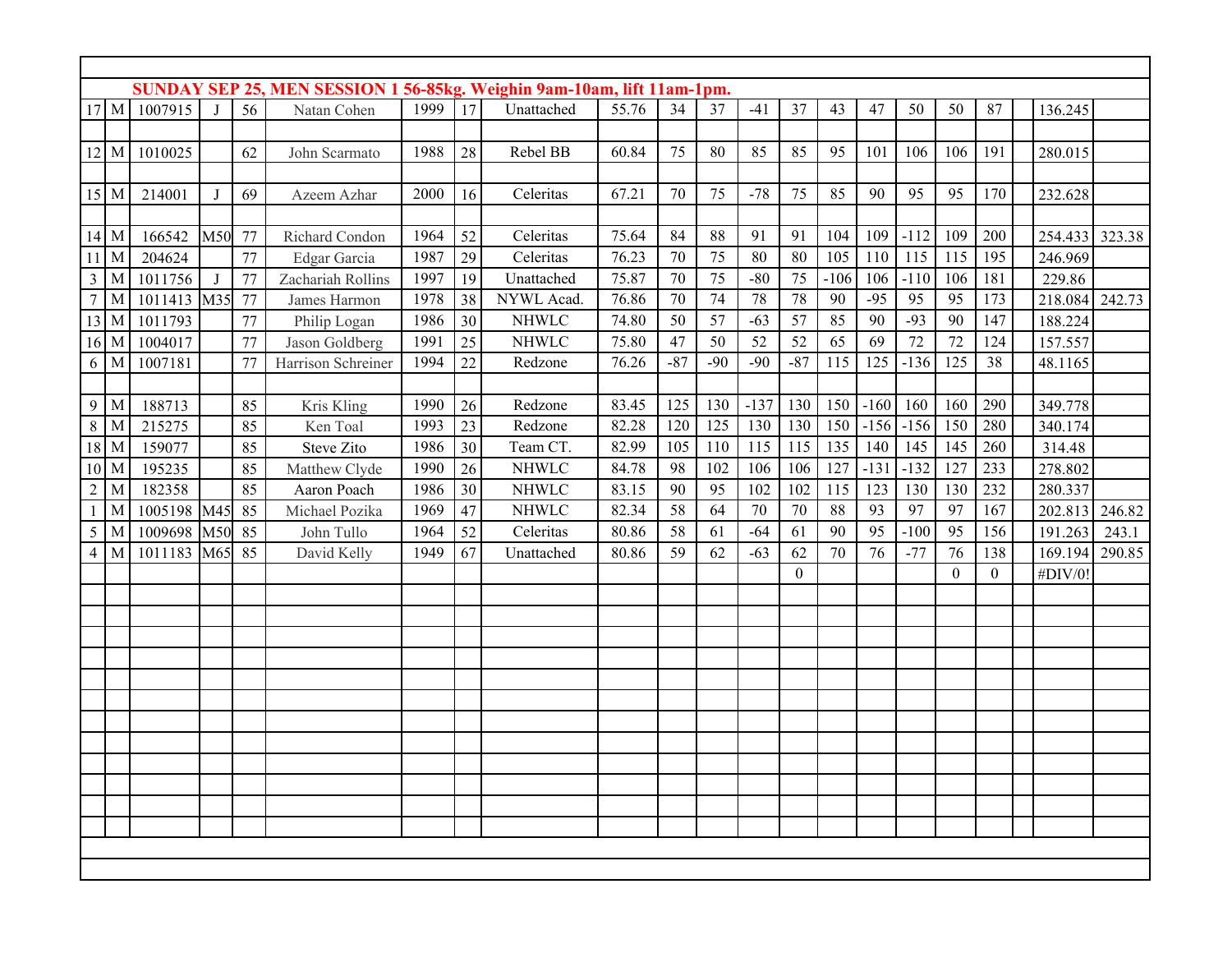**SUNDAY SEP 25, MEN SESSION 1 56-85kg. Weighin 9am-10am, lift 11am-1pm.**

| | | | | | | | | | | | | | | | | | | | | | |
|---|---|---|---|---|---|---|---|---|---|---|---|---|---|---|---|---|---|---|---|---|---|
| 17 | M | 1007915 | J | 56 | Natan Cohen | 1999 | 17 | Unattached | 55.76 | 34 | 37 | -41 | 37 | 43 | 47 | 50 | 50 | 87 | | 136.245 | |
| | | | | | | | | | | | | | | | | | | | | | |
| 12 | M | 1010025 | | 62 | John Scarmato | 1988 | 28 | Rebel BB | 60.84 | 75 | 80 | 85 | 85 | 95 | 101 | 106 | 106 | 191 | | 280.015 | |
| | | | | | | | | | | | | | | | | | | | | | |
| 15 | M | 214001 | J | 69 | Azeem Azhar | 2000 | 16 | Celeritas | 67.21 | 70 | 75 | -78 | 75 | 85 | 90 | 95 | 95 | 170 | | 232.628 | |
| | | | | | | | | | | | | | | | | | | | | | |
| 14 | M | 166542 | M50 | 77 | Richard Condon | 1964 | 52 | Celeritas | 75.64 | 84 | 88 | 91 | 91 | 104 | 109 | -112 | 109 | 200 | | 254.433 | 323.38 |
| 11 | M | 204624 | | 77 | Edgar Garcia | 1987 | 29 | Celeritas | 76.23 | 70 | 75 | 80 | 80 | 105 | 110 | 115 | 115 | 195 | | 246.969 | |
| 3 | M | 1011756 | J | 77 | Zachariah Rollins | 1997 | 19 | Unattached | 75.87 | 70 | 75 | -80 | 75 | -106 | 106 | -110 | 106 | 181 | | 229.86 | |
| 7 | M | 1011413 | M35 | 77 | James Harmon | 1978 | 38 | NYWL Acad. | 76.86 | 70 | 74 | 78 | 78 | 90 | -95 | 95 | 95 | 173 | | 218.084 | 242.73 |
| 13 | M | 1011793 | | 77 | Philip Logan | 1986 | 30 | NHWLC | 74.80 | 50 | 57 | -63 | 57 | 85 | 90 | -93 | 90 | 147 | | 188.224 | |
| 16 | M | 1004017 | | 77 | Jason Goldberg | 1991 | 25 | NHWLC | 75.80 | 47 | 50 | 52 | 52 | 65 | 69 | 72 | 72 | 124 | | 157.557 | |
| 6 | M | 1007181 | | 77 | Harrison Schreiner | 1994 | 22 | Redzone | 76.26 | -87 | -90 | -90 | -87 | 115 | 125 | -136 | 125 | 38 | | 48.1165 | |
| | | | | | | | | | | | | | | | | | | | | | |
| 9 | M | 188713 | | 85 | Kris Kling | 1990 | 26 | Redzone | 83.45 | 125 | 130 | -137 | 130 | 150 | -160 | 160 | 160 | 290 | | 349.778 | |
| 8 | M | 215275 | | 85 | Ken Toal | 1993 | 23 | Redzone | 82.28 | 120 | 125 | 130 | 130 | 150 | -156 | -156 | 150 | 280 | | 340.174 | |
| 18 | M | 159077 | | 85 | Steve Zito | 1986 | 30 | Team CT. | 82.99 | 105 | 110 | 115 | 115 | 135 | 140 | 145 | 145 | 260 | | 314.48 | |
| 10 | M | 195235 | | 85 | Matthew Clyde | 1990 | 26 | NHWLC | 84.78 | 98 | 102 | 106 | 106 | 127 | -131 | -132 | 127 | 233 | | 278.802 | |
| 2 | M | 182358 | | 85 | Aaron Poach | 1986 | 30 | NHWLC | 83.15 | 90 | 95 | 102 | 102 | 115 | 123 | 130 | 130 | 232 | | 280.337 | |
| 1 | M | 1005198 | M45 | 85 | Michael Pozika | 1969 | 47 | NHWLC | 82.34 | 58 | 64 | 70 | 70 | 88 | 93 | 97 | 97 | 167 | | 202.813 | 246.82 |
| 5 | M | 1009698 | M50 | 85 | John Tullo | 1964 | 52 | Celeritas | 80.86 | 58 | 61 | -64 | 61 | 90 | 95 | -100 | 95 | 156 | | 191.263 | 243.1 |
| 4 | M | 1011183 | M65 | 85 | David Kelly | 1949 | 67 | Unattached | 80.86 | 59 | 62 | -63 | 62 | 70 | 76 | -77 | 76 | 138 | | 169.194 | 290.85 |
| | | | | | | | | | | | | | 0 | | | | 0 | 0 | | #DIV/0! | |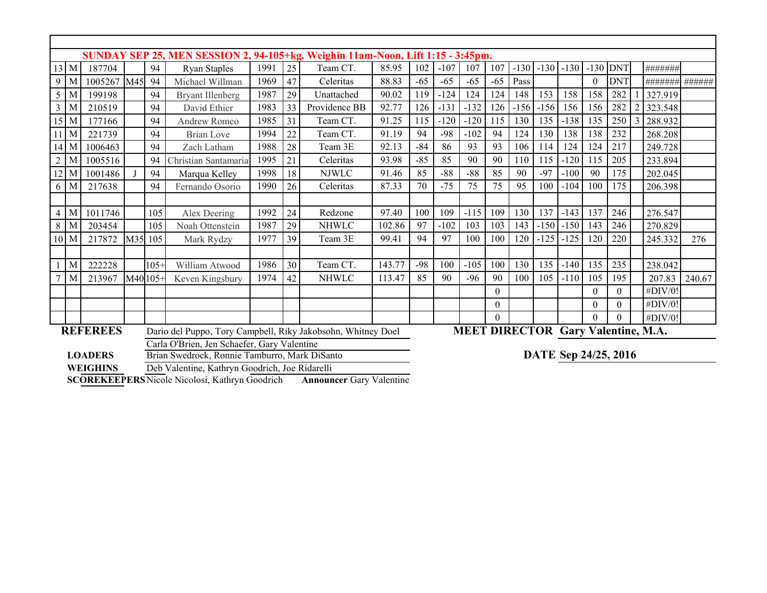**SUNDAY SEP 25, MEN SESSION 2, 94-105+kg. Weighin 11am-Noon, Lift 1:15 - 3:45pm.**

| | | | | | | | | | | | | | | | | | | | | | | |
|---|---|---|---|---|---|---|---|---|---|---|---|---|---|---|---|---|---|---|---|---|---|---|
| 13 | M | 187704 | | 94 | Ryan Staples | 1991 | 25 | Team CT. | 85.95 | 102 | -107 | 107 | 107 | -130 | -130 | -130 | -130 | DNT | | ####### | |
| 9 | M | 1005267 | M45 | 94 | Michael Willman | 1969 | 47 | Celeritas | 88.83 | -65 | -65 | -65 | -65 | Pass | | | 0 | DNT | | ####### | ###### |
| 5 | M | 199198 | | 94 | Bryant Illenberg | 1987 | 29 | Unattached | 90.02 | 119 | -124 | 124 | 124 | 148 | 153 | 158 | 158 | 282 | 1 | 327.919 | |
| 3 | M | 210519 | | 94 | David Ethier | 1983 | 33 | Providence BB | 92.77 | 126 | -131 | -132 | 126 | -156 | -156 | 156 | 156 | 282 | 2 | 323.548 | |
| 15 | M | 177166 | | 94 | Andrew Romeo | 1985 | 31 | Team CT. | 91.25 | 115 | -120 | -120 | 115 | 130 | 135 | -138 | 135 | 250 | 3 | 288.932 | |
| 11 | M | 221739 | | 94 | Brian Love | 1994 | 22 | Team CT. | 91.19 | 94 | -98 | -102 | 94 | 124 | 130 | 138 | 138 | 232 | | 268.208 | |
| 14 | M | 1006463 | | 94 | Zach Latham | 1988 | 28 | Team 3E | 92.13 | -84 | 86 | 93 | 93 | 106 | 114 | 124 | 124 | 217 | | 249.728 | |
| 2 | M | 1005516 | | 94 | Christian Santamaria | 1995 | 21 | Celeritas | 93.98 | -85 | 85 | 90 | 90 | 110 | 115 | -120 | 115 | 205 | | 233.894 | |
| 12 | M | 1001486 | J | 94 | Marqua Kelley | 1998 | 18 | NJWLC | 91.46 | 85 | -88 | -88 | 85 | 90 | -97 | -100 | 90 | 175 | | 202.045 | |
| 6 | M | 217638 | | 94 | Fernando Osorio | 1990 | 26 | Celeritas | 87.33 | 70 | -75 | 75 | 75 | 95 | 100 | -104 | 100 | 175 | | 206.398 | |
| | | | | | | | | | | | | | | | | | | | | | |
| 4 | M | 1011746 | | 105 | Alex Deering | 1992 | 24 | Redzone | 97.40 | 100 | 109 | -115 | 109 | 130 | 137 | -143 | 137 | 246 | | 276.547 | |
| 8 | M | 203454 | | 105 | Noah Ottenstein | 1987 | 29 | NHWLC | 102.86 | 97 | -102 | 103 | 103 | 143 | -150 | -150 | 143 | 246 | | 270.829 | |
| 10 | M | 217872 | M35 | 105 | Mark Rydzy | 1977 | 39 | Team 3E | 99.41 | 94 | 97 | 100 | 100 | 120 | -125 | -125 | 120 | 220 | | 245.332 | 276 |
| | | | | | | | | | | | | | | | | | | | | | |
| 1 | M | 222228 | | 105+ | William Atwood | 1986 | 30 | Team CT. | 143.77 | -98 | 100 | -105 | 100 | 130 | 135 | -140 | 135 | 235 | | 238.042 | |
| 7 | M | 213967 | M40 | 105+ | Keven Kingsbury | 1974 | 42 | NHWLC | 113.47 | 85 | 90 | -96 | 90 | 100 | 105 | -110 | 105 | 195 | | 207.83 | 240.67 |
| | | | | | | | | | | | | | 0 | | | | 0 | 0 | | #DIV/0! | |
| | | | | | | | | | | | | | 0 | | | | 0 | 0 | | #DIV/0! | |
| | | | | | | | | | | | | | 0 | | | | 0 | 0 | | #DIV/0! | |

**REFEREES** Dario del Puppo, Tory Campbell, Riky Jakobsohn, Whitney Doel
Carla O'Brien, Jen Schaefer, Gary Valentine

**LOADERS** Brian Swedrock, Ronnie Tamburro, Mark DiSanto

**WEIGHINS** Deb Valentine, Kathryn Goodrich, Joe Ridarelli

**SCOREKEEPERS** Nicole Nicolosi, Kathryn Goodrich **Announcer** Gary Valentine

**MEET DIRECTOR** **Gary Valentine, M.A.**

**DATE** **Sep 24/25, 2016**